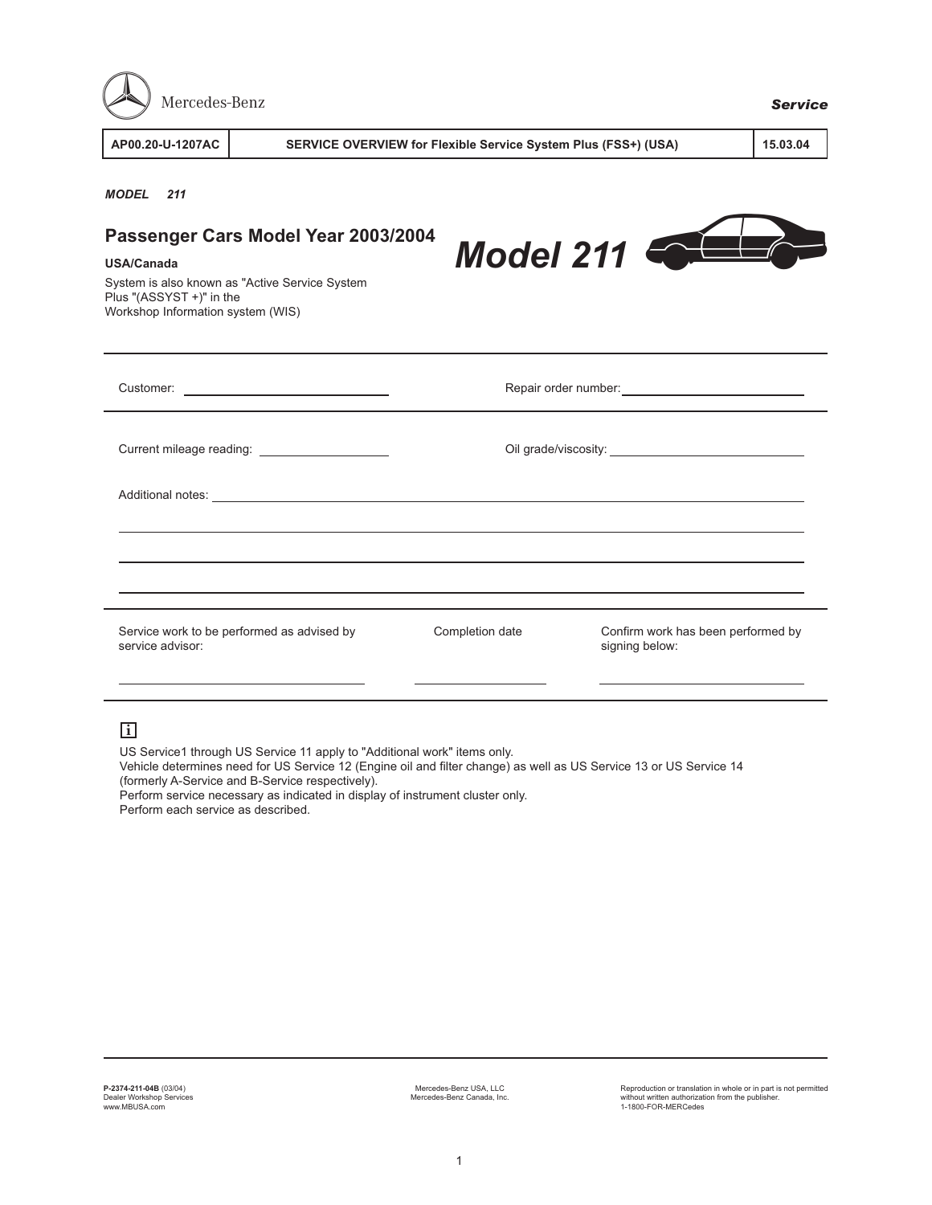Mercedes-Benz

**Service**

| AP00.20-U-1207AC | SERVICE OVERVIEW for Flexible Service System Plus (FSS+) (USA) | 15.03.04 |
|---|---|---|

***MODEL 211***

## Passenger Cars Model Year 2003/2004

**USA/Canada**

System is also known as "Active Service System Plus "(ASSYST +)" in the Workshop Information system (WIS)

# *Model 211*

Customer: ______________________ Repair order number: ______________________

Current mileage reading: ______________________ Oil grade/viscosity: ______________________

Additional notes: ______________________

| Service work to be performed as advised by service advisor: | Completion date | Confirm work has been performed by signing below: |
|---|---|---|
| | | |

i

US Service1 through US Service 11 apply to "Additional work" items only.
Vehicle determines need for US Service 12 (Engine oil and filter change) as well as US Service 13 or US Service 14 (formerly A-Service and B-Service respectively).
Perform service necessary as indicated in display of instrument cluster only.
Perform each service as described.

P-2374-211-04B (03/04)
Dealer Workshop Services
www.MBUSA.com

Mercedes-Benz USA, LLC
Mercedes-Benz Canada, Inc.

Reproduction or translation in whole or in part is not permitted without written authorization from the publisher.
1-1800-FOR-MERCedes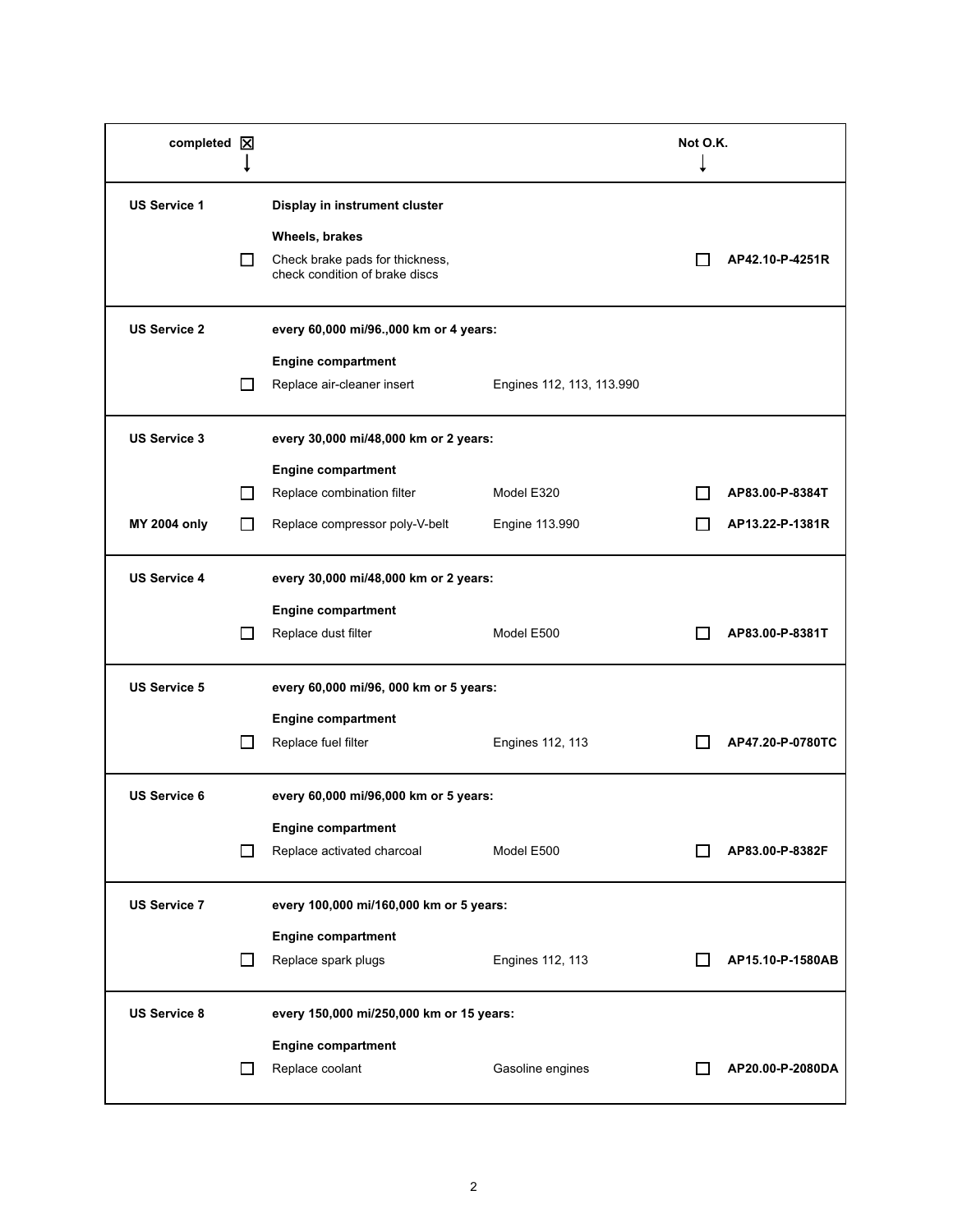| completed ☒ ↓ | | | | Not O.K. ↓ | |
|---|---|---|---|---|---|
| **US Service 1** | | **Display in instrument cluster** | | | |
| | | **Wheels, brakes** | | | |
| | ☐ | Check brake pads for thickness, check condition of brake discs | | ☐ | **AP42.10-P-4251R** |
| **US Service 2** | | **every 60,000 mi/96.,000 km or 4 years:** | | | |
| | | **Engine compartment** | | | |
| | ☐ | Replace air-cleaner insert | Engines 112, 113, 113.990 | | |
| **US Service 3** | | **every 30,000 mi/48,000 km or 2 years:** | | | |
| | | **Engine compartment** | | | |
| | ☐ | Replace combination filter | Model E320 | ☐ | **AP83.00-P-8384T** |
| **MY 2004 only** | ☐ | Replace compressor poly-V-belt | Engine 113.990 | ☐ | **AP13.22-P-1381R** |
| **US Service 4** | | **every 30,000 mi/48,000 km or 2 years:** | | | |
| | | **Engine compartment** | | | |
| | ☐ | Replace dust filter | Model E500 | ☐ | **AP83.00-P-8381T** |
| **US Service 5** | | **every 60,000 mi/96, 000 km or 5 years:** | | | |
| | | **Engine compartment** | | | |
| | ☐ | Replace fuel filter | Engines 112, 113 | ☐ | **AP47.20-P-0780TC** |
| **US Service 6** | | **every 60,000 mi/96,000 km or 5 years:** | | | |
| | | **Engine compartment** | | | |
| | ☐ | Replace activated charcoal | Model E500 | ☐ | **AP83.00-P-8382F** |
| **US Service 7** | | **every 100,000 mi/160,000 km or 5 years:** | | | |
| | | **Engine compartment** | | | |
| | ☐ | Replace spark plugs | Engines 112, 113 | ☐ | **AP15.10-P-1580AB** |
| **US Service 8** | | **every 150,000 mi/250,000 km or 15 years:** | | | |
| | | **Engine compartment** | | | |
| | ☐ | Replace coolant | Gasoline engines | ☐ | **AP20.00-P-2080DA** |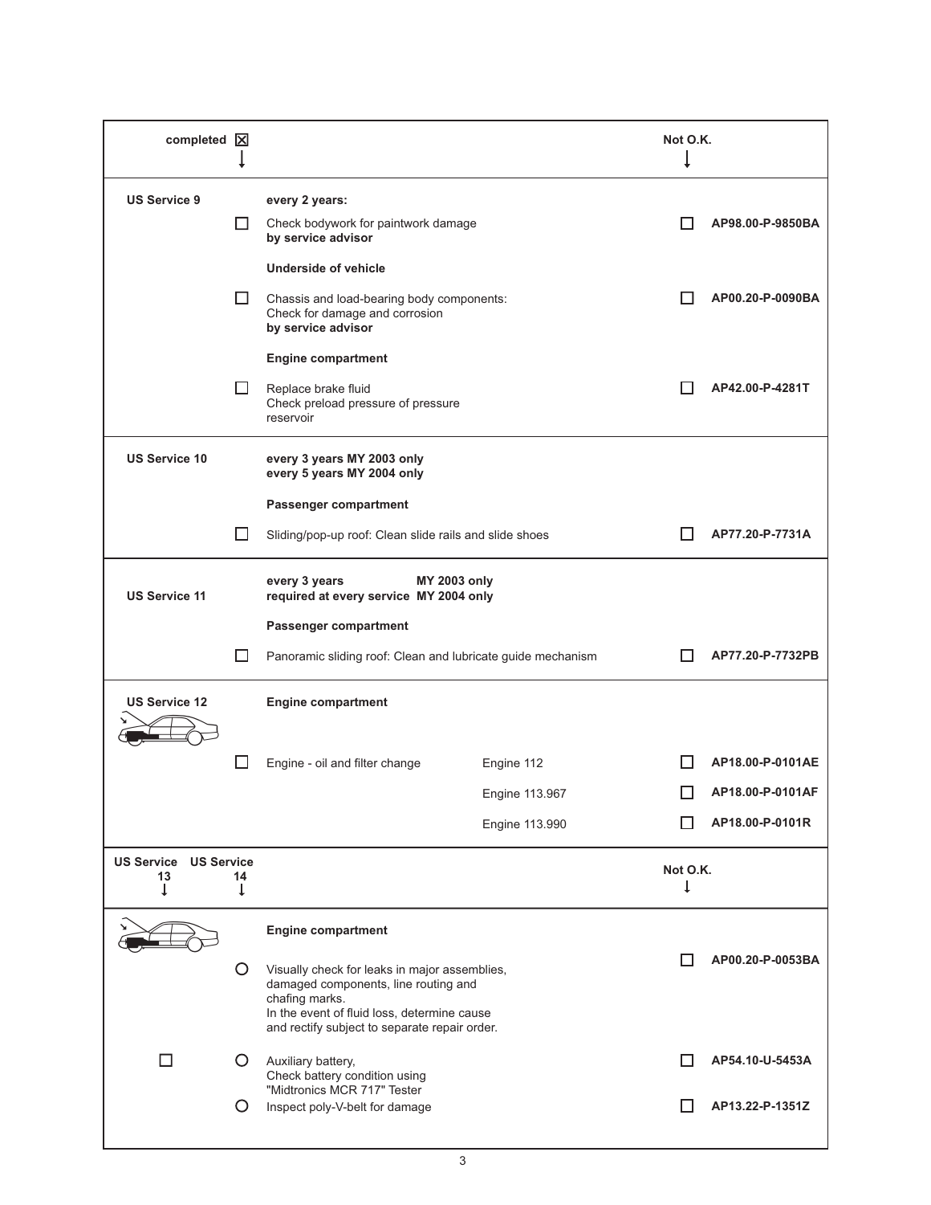| completed ☒ | | | Not O.K. | |
|---|---|---|---|---|
| **US Service 9** | | **every 2 years:** | | |
| | ☐ | Check bodywork for paintwork damage **by service advisor** | ☐ | **AP98.00-P-9850BA** |
| | | **Underside of vehicle** | | |
| | ☐ | Chassis and load-bearing body components: Check for damage and corrosion **by service advisor** | ☐ | **AP00.20-P-0090BA** |
| | | **Engine compartment** | | |
| | ☐ | Replace brake fluid Check preload pressure of pressure reservoir | ☐ | **AP42.00-P-4281T** |
| **US Service 10** | | **every 3 years MY 2003 only** **every 5 years MY 2004 only** | | |
| | | **Passenger compartment** | | |
| | ☐ | Sliding/pop-up roof: Clean slide rails and slide shoes | ☐ | **AP77.20-P-7731A** |
| **US Service 11** | | **every 3 years MY 2003 only** **required at every service MY 2004 only** | | |
| | | **Passenger compartment** | | |
| | ☐ | Panoramic sliding roof: Clean and lubricate guide mechanism | ☐ | **AP77.20-P-7732PB** |
| **US Service 12** | | **Engine compartment** | | |
| | ☐ | Engine - oil and filter change — Engine 112 | ☐ | **AP18.00-P-0101AE** |
| | | Engine 113.967 | ☐ | **AP18.00-P-0101AF** |
| | | Engine 113.990 | ☐ | **AP18.00-P-0101R** |

| **US Service 13** | **US Service 14** | | Not O.K. | |
|---|---|---|---|---|
| | | **Engine compartment** | | |
| | ○ | Visually check for leaks in major assemblies, damaged components, line routing and chafing marks. In the event of fluid loss, determine cause and rectify subject to separate repair order. | ☐ | **AP00.20-P-0053BA** |
| ☐ | ○ | Auxiliary battery, Check battery condition using "Midtronics MCR 717" Tester | ☐ | **AP54.10-U-5453A** |
| | ○ | Inspect poly-V-belt for damage | ☐ | **AP13.22-P-1351Z** |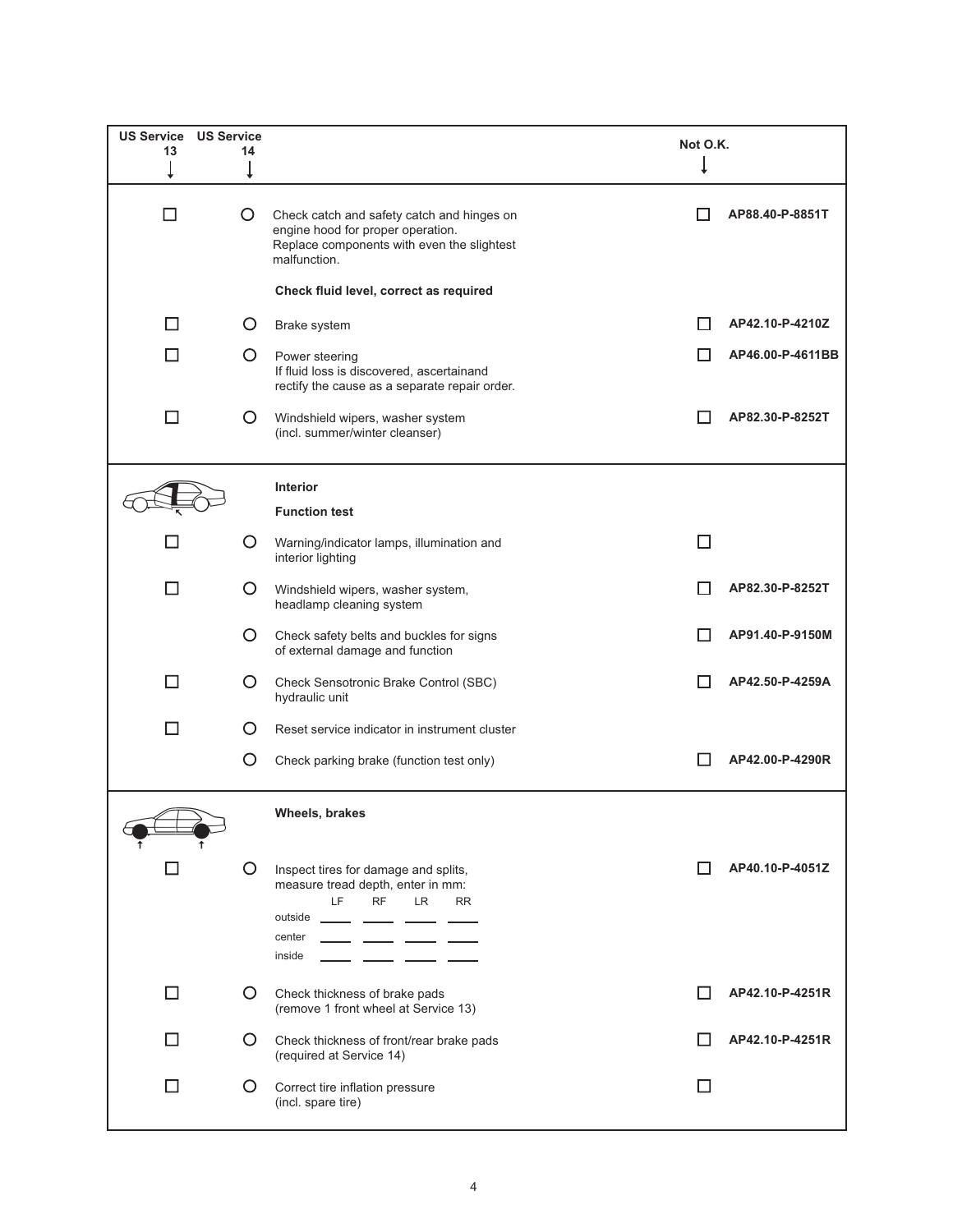| US Service 13 | US Service 14 | | Not O.K. | |
|---|---|---|---|---|
| ☐ | ○ | Check catch and safety catch and hinges on engine hood for proper operation. Replace components with even the slightest malfunction. | ☐ | AP88.40-P-8851T |
| | | **Check fluid level, correct as required** | | |
| ☐ | ○ | Brake system | ☐ | AP42.10-P-4210Z |
| ☐ | ○ | Power steering<br>If fluid loss is discovered, ascertainand rectify the cause as a separate repair order. | ☐ | AP46.00-P-4611BB |
| ☐ | ○ | Windshield wipers, washer system (incl. summer/winter cleanser) | ☐ | AP82.30-P-8252T |
| | | **Interior** | | |
| | | **Function test** | | |
| ☐ | ○ | Warning/indicator lamps, illumination and interior lighting | ☐ | |
| ☐ | ○ | Windshield wipers, washer system, headlamp cleaning system | ☐ | AP82.30-P-8252T |
| | ○ | Check safety belts and buckles for signs of external damage and function | ☐ | AP91.40-P-9150M |
| ☐ | ○ | Check Sensotronic Brake Control (SBC) hydraulic unit | ☐ | AP42.50-P-4259A |
| ☐ | ○ | Reset service indicator in instrument cluster | | |
| | ○ | Check parking brake (function test only) | ☐ | AP42.00-P-4290R |
| | | **Wheels, brakes** | | |
| ☐ | ○ | Inspect tires for damage and splits, measure tread depth, enter in mm:<br>LF RF LR RR<br>outside \_\_\_\_ \_\_\_\_ \_\_\_\_ \_\_\_\_<br>center \_\_\_\_ \_\_\_\_ \_\_\_\_ \_\_\_\_<br>inside \_\_\_\_ \_\_\_\_ \_\_\_\_ \_\_\_\_ | ☐ | AP40.10-P-4051Z |
| ☐ | ○ | Check thickness of brake pads (remove 1 front wheel at Service 13) | ☐ | AP42.10-P-4251R |
| ☐ | ○ | Check thickness of front/rear brake pads (required at Service 14) | ☐ | AP42.10-P-4251R |
| ☐ | ○ | Correct tire inflation pressure (incl. spare tire) | ☐ | |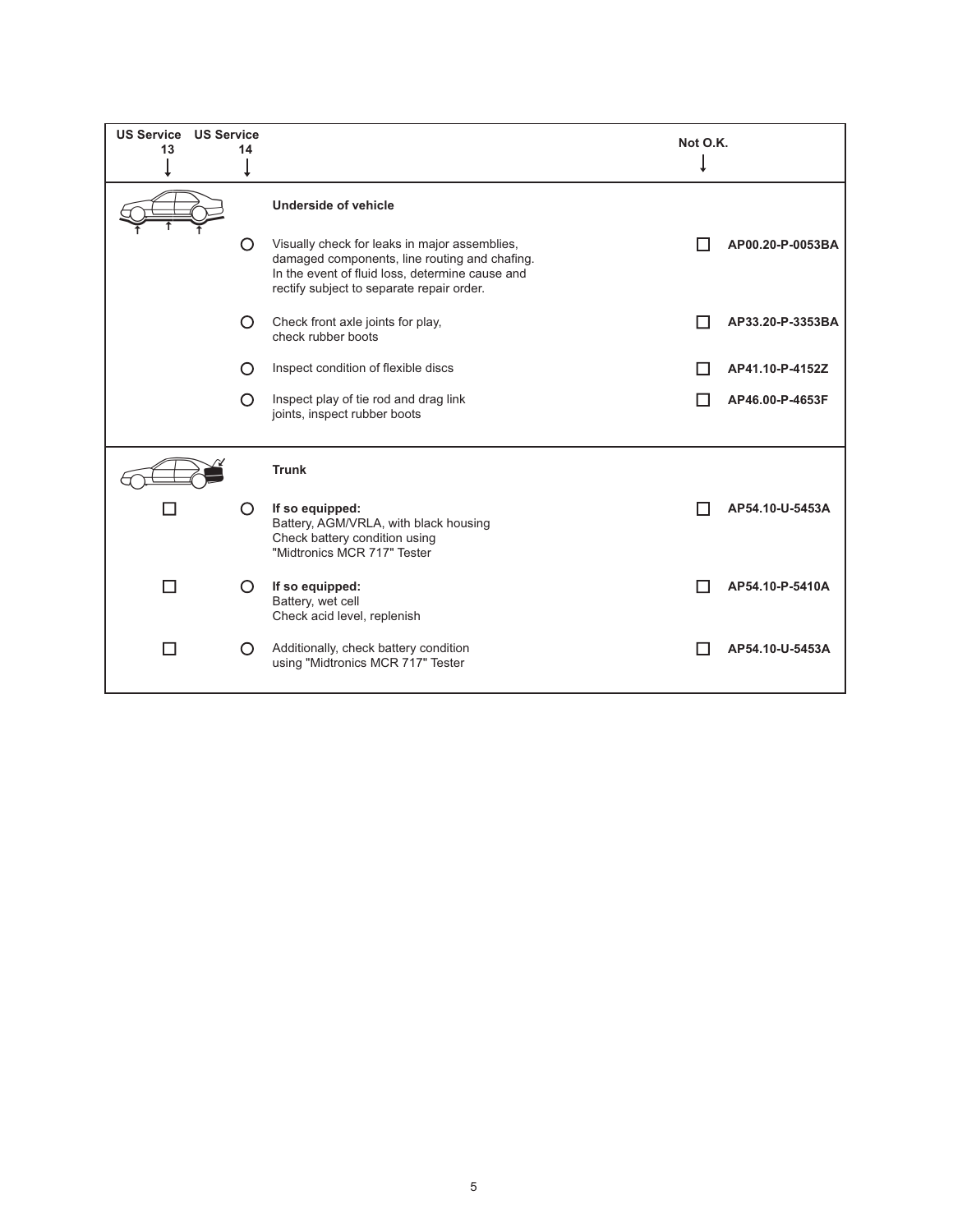| US Service 13 | US Service 14 | | Not O.K. | |
|---|---|---|---|---|
| | | **Underside of vehicle** | | |
| | ○ | Visually check for leaks in major assemblies, damaged components, line routing and chafing. In the event of fluid loss, determine cause and rectify subject to separate repair order. | ☐ | AP00.20-P-0053BA |
| | ○ | Check front axle joints for play, check rubber boots | ☐ | AP33.20-P-3353BA |
| | ○ | Inspect condition of flexible discs | ☐ | AP41.10-P-4152Z |
| | ○ | Inspect play of tie rod and drag link joints, inspect rubber boots | ☐ | AP46.00-P-4653F |
| | | **Trunk** | | |
| ☐ | ○ | **If so equipped:** Battery, AGM/VRLA, with black housing Check battery condition using "Midtronics MCR 717" Tester | ☐ | AP54.10-U-5453A |
| ☐ | ○ | **If so equipped:** Battery, wet cell Check acid level, replenish | ☐ | AP54.10-P-5410A |
| ☐ | ○ | Additionally, check battery condition using "Midtronics MCR 717" Tester | ☐ | AP54.10-U-5453A |